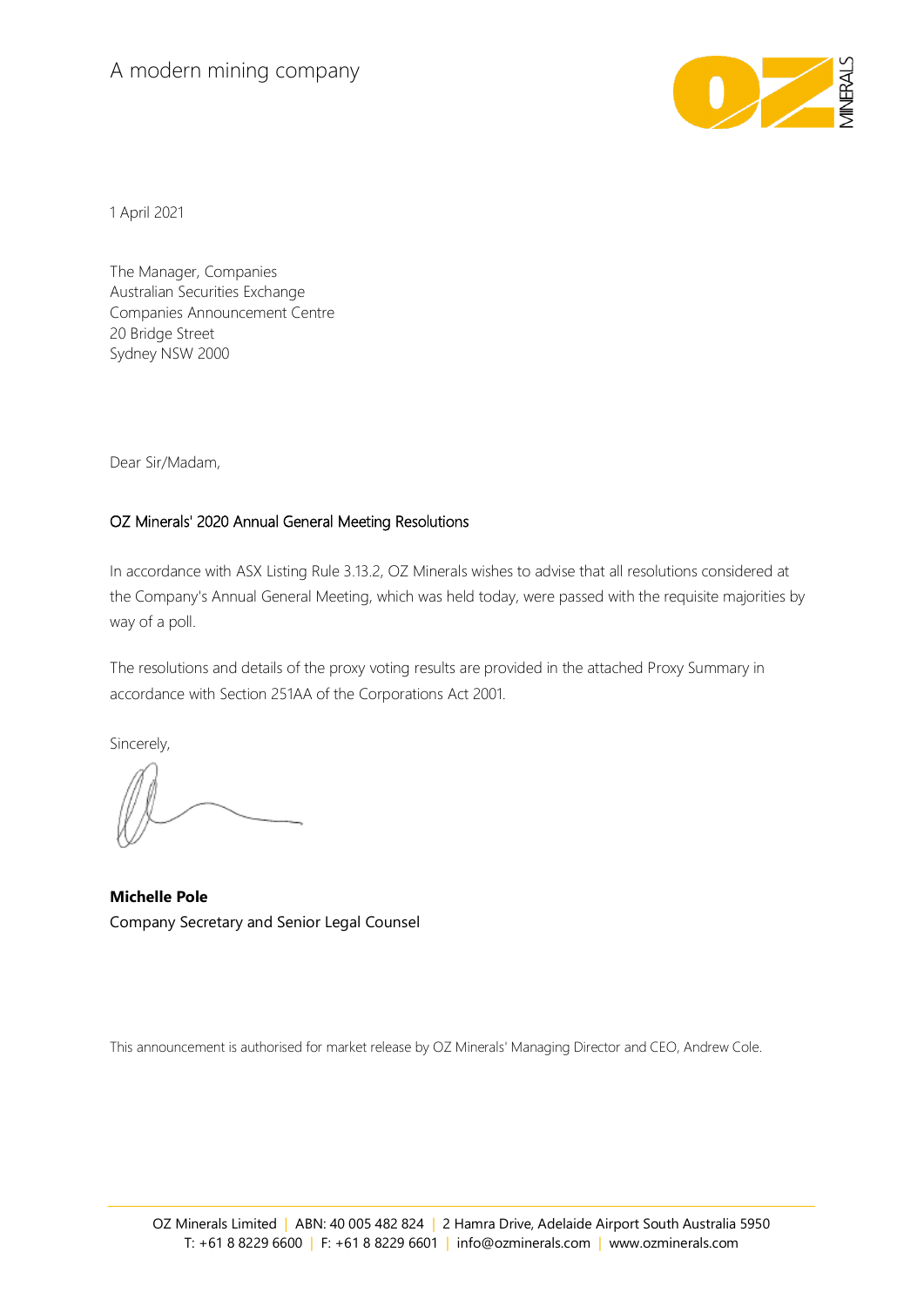A modern mining company

1 April 2021

The Manager, Companies
Australian Securities Exchange
Companies Announcement Centre
20 Bridge Street
Sydney NSW 2000

Dear Sir/Madam,

## OZ Minerals' 2020 Annual General Meeting Resolutions

In accordance with ASX Listing Rule 3.13.2, OZ Minerals wishes to advise that all resolutions considered at the Company's Annual General Meeting, which was held today, were passed with the requisite majorities by way of a poll.

The resolutions and details of the proxy voting results are provided in the attached Proxy Summary in accordance with Section 251AA of the Corporations Act 2001.

Sincerely,

**Michelle Pole**
Company Secretary and Senior Legal Counsel

This announcement is authorised for market release by OZ Minerals' Managing Director and CEO, Andrew Cole.

OZ Minerals Limited | ABN: 40 005 482 824 | 2 Hamra Drive, Adelaide Airport South Australia 5950
T: +61 8 8229 6600 | F: +61 8 8229 6601 | info@ozminerals.com | www.ozminerals.com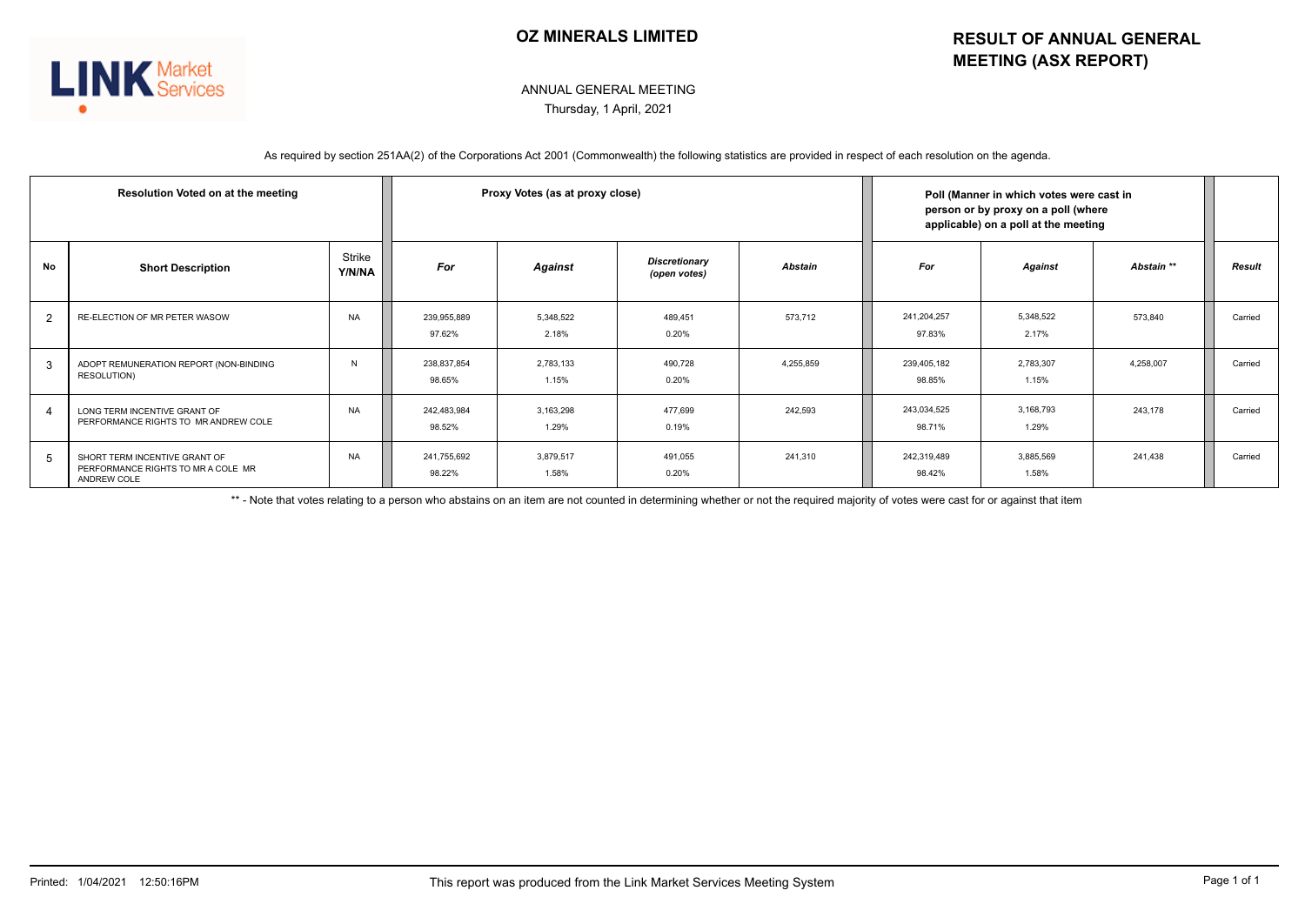# OZ MINERALS LIMITED

# RESULT OF ANNUAL GENERAL MEETING (ASX REPORT)

ANNUAL GENERAL MEETING
Thursday, 1 April, 2021

As required by section 251AA(2) of the Corporations Act 2001 (Commonwealth) the following statistics are provided in respect of each resolution on the agenda.

| Resolution Voted on at the meeting | | | Proxy Votes (as at proxy close) | | | | Poll (Manner in which votes were cast in person or by proxy on a poll (where applicable) on a poll at the meeting | | | |
|---|---|---|---|---|---|---|---|---|---|---|
| **No** | **Short Description** | **Strike Y/N/NA** | ***For*** | ***Against*** | ***Discretionary (open votes)*** | ***Abstain*** | ***For*** | ***Against*** | ***Abstain \*\**** | ***Result*** |
| 2 | RE-ELECTION OF MR PETER WASOW | NA | 239,955,889 97.62% | 5,348,522 2.18% | 489,451 0.20% | 573,712 | 241,204,257 97.83% | 5,348,522 2.17% | 573,840 | Carried |
| 3 | ADOPT REMUNERATION REPORT (NON-BINDING RESOLUTION) | N | 238,837,854 98.65% | 2,783,133 1.15% | 490,728 0.20% | 4,255,859 | 239,405,182 98.85% | 2,783,307 1.15% | 4,258,007 | Carried |
| 4 | LONG TERM INCENTIVE GRANT OF PERFORMANCE RIGHTS TO MR ANDREW COLE | NA | 242,483,984 98.52% | 3,163,298 1.29% | 477,699 0.19% | 242,593 | 243,034,525 98.71% | 3,168,793 1.29% | 243,178 | Carried |
| 5 | SHORT TERM INCENTIVE GRANT OF PERFORMANCE RIGHTS TO MR A COLE MR ANDREW COLE | NA | 241,755,692 98.22% | 3,879,517 1.58% | 491,055 0.20% | 241,310 | 242,319,489 98.42% | 3,885,569 1.58% | 241,438 | Carried |

** - Note that votes relating to a person who abstains on an item are not counted in determining whether or not the required majority of votes were cast for or against that item

Printed: 1/04/2021 12:50:16PM

This report was produced from the Link Market Services Meeting System